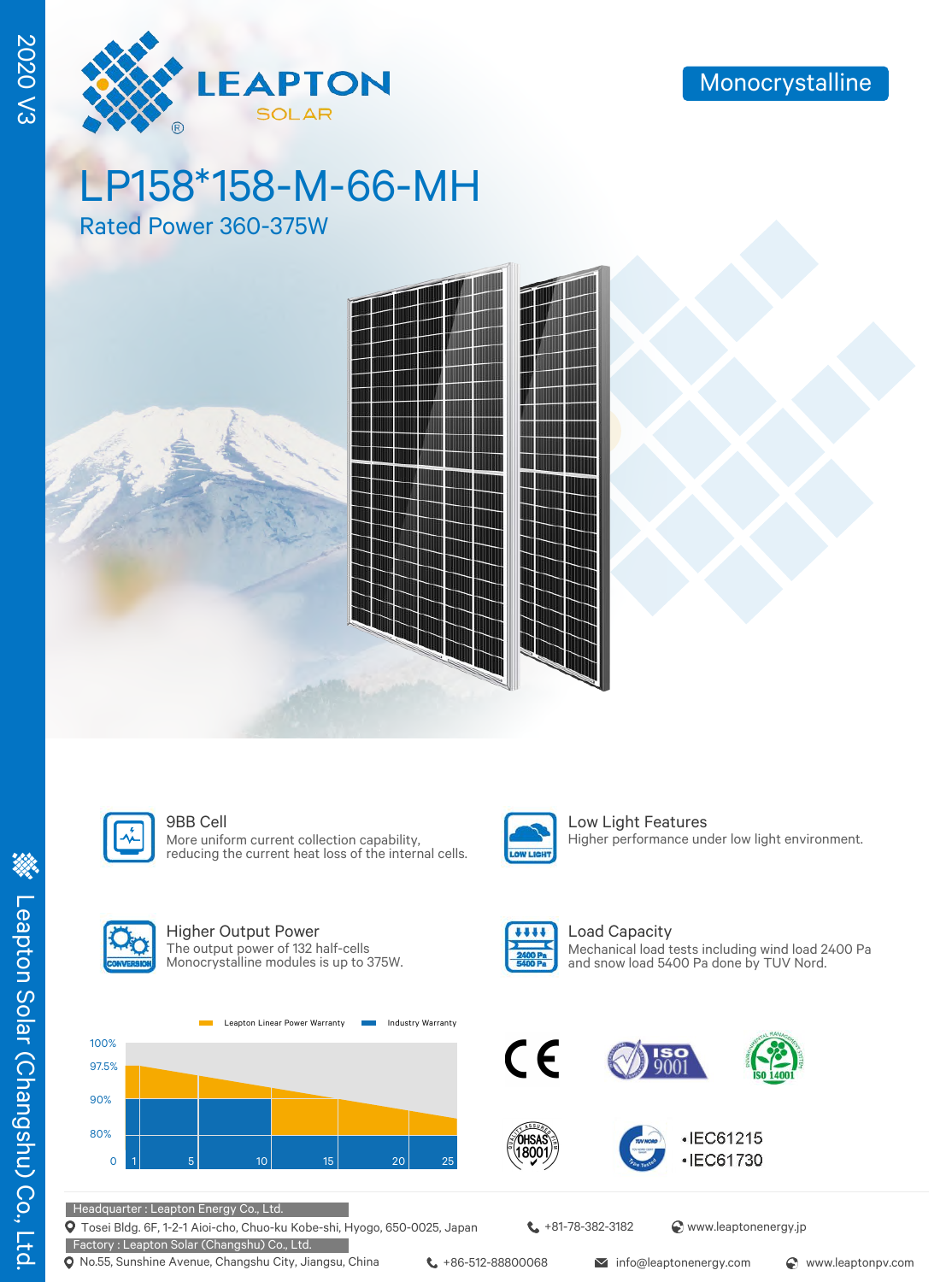2020 V3

# LEAPTON SOLAR

Monocrystalline

# LP158*158-M-66-MH

## Rated Power 360-375W

### 9BB Cell
More uniform current collection capability, reducing the current heat loss of the internal cells.

### Low Light Features
Higher performance under low light environment.

### Higher Output Power
The output power of 132 half-cells Monocrystalline modules is up to 375W.

### Load Capacity
Mechanical load tests including wind load 2400 Pa and snow load 5400 Pa done by TUV Nord.

Leapton Linear Power Warranty | Industry Warranty

100%
97.5%
90%
80%
0

1 5 10 15 20 25

- IEC61215
- IEC61730

Leapton Solar (Changshu) Co., Ltd.

Headquarter : Leapton Energy Co., Ltd.
Tosei Bldg. 6F, 1-2-1 Aioi-cho, Chuo-ku Kobe-shi, Hyogo, 650-0025, Japan
+81-78-382-3182
www.leaptonenergy.jp

Factory : Leapton Solar (Changshu) Co., Ltd.
No.55, Sunshine Avenue, Changshu City, Jiangsu, China
+86-512-88800068
info@leaptonenergy.com
www.leaptonpv.com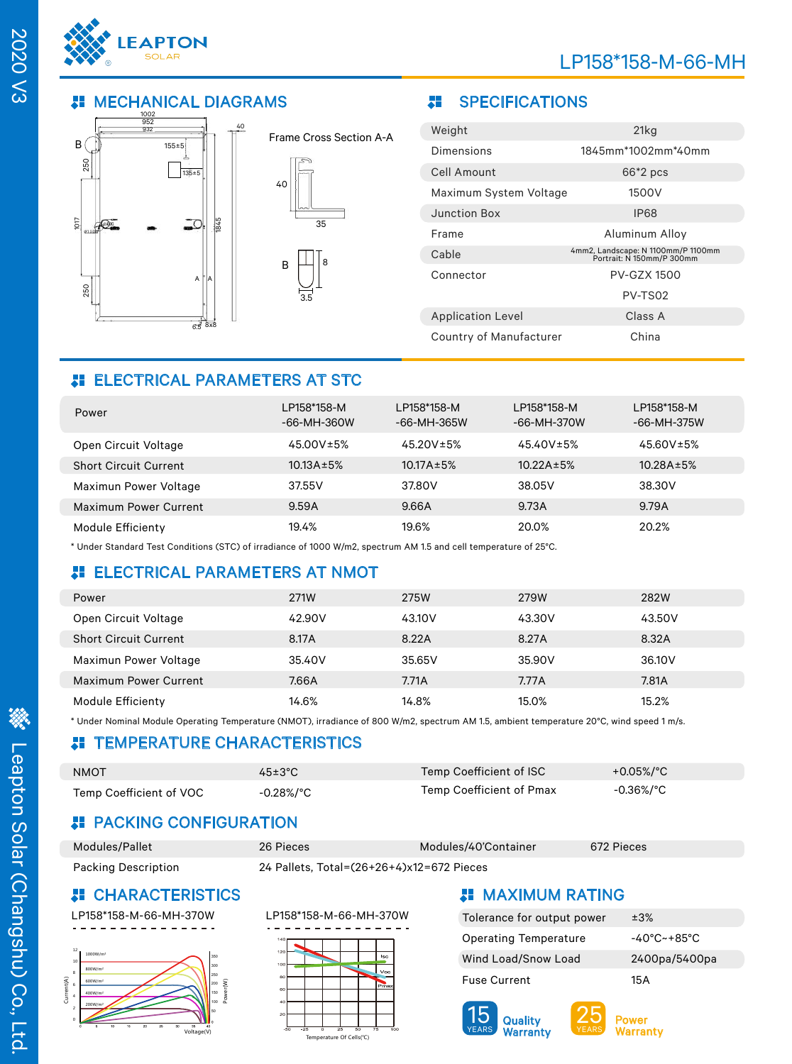LEAPTON SOLAR

# LP158*158-M-66-MH

2020 V3

## MECHANICAL DIAGRAMS

1002
952
932
B
155±5
135±5
250
1017
1845
250
A
A
40
6.5
8x8

Frame Cross Section A-A

40
35
B
8
3.5

## SPECIFICATIONS

| | |
|---|---|
| Weight | 21kg |
| Dimensions | 1845mm*1002mm*40mm |
| Cell Amount | 66*2 pcs |
| Maximum System Voltage | 1500V |
| Junction Box | IP68 |
| Frame | Aluminum Alloy |
| Cable | 4mm2, Landscape: N 1100mm/P 1100mm Portrait: N 150mm/P 300mm |
| Connector | PV-GZX 1500 PV-TS02 |
| Application Level | Class A |
| Country of Manufacturer | China |

## ELECTRICAL PARAMETERS AT STC

| Power | LP158*158-M -66-MH-360W | LP158*158-M -66-MH-365W | LP158*158-M -66-MH-370W | LP158*158-M -66-MH-375W |
|---|---|---|---|---|
| Open Circuit Voltage | 45.00V±5% | 45.20V±5% | 45.40V±5% | 45.60V±5% |
| Short Circuit Current | 10.13A±5% | 10.17A±5% | 10.22A±5% | 10.28A±5% |
| Maximun Power Voltage | 37.55V | 37.80V | 38.05V | 38.30V |
| Maximum Power Current | 9.59A | 9.66A | 9.73A | 9.79A |
| Module Efficiency | 19.4% | 19.6% | 20.0% | 20.2% |

* Under Standard Test Conditions (STC) of irradiance of 1000 W/m2, spectrum AM 1.5 and cell temperature of 25°C.

## ELECTRICAL PARAMETERS AT NMOT

| Power | 271W | 275W | 279W | 282W |
|---|---|---|---|---|
| Open Circuit Voltage | 42.90V | 43.10V | 43.30V | 43.50V |
| Short Circuit Current | 8.17A | 8.22A | 8.27A | 8.32A |
| Maximun Power Voltage | 35.40V | 35.65V | 35.90V | 36.10V |
| Maximum Power Current | 7.66A | 7.71A | 7.77A | 7.81A |
| Module Efficiency | 14.6% | 14.8% | 15.0% | 15.2% |

* Under Nominal Module Operating Temperature (NMOT), irradiance of 800 W/m2, spectrum AM 1.5, ambient temperature 20°C, wind speed 1 m/s.

## TEMPERATURE CHARACTERISTICS

| | | | |
|---|---|---|---|
| NMOT | 45±3°C | Temp Coefficient of ISC | +0.05%/°C |
| Temp Coefficient of VOC | -0.28%/°C | Temp Coefficient of Pmax | -0.36%/°C |

## PACKING CONFIGURATION

| | | | |
|---|---|---|---|
| Modules/Pallet | 26 Pieces | Modules/40'Container | 672 Pieces |
| Packing Description | 24 Pallets, Total=(26+26+4)x12=672 Pieces | | |

## CHARACTERISTICS

LP158*158-M-66-MH-370W

Current(A)
Power(W)
Voltage(V)
1000W/m²
800W/m²
600W/m²
400W/m²
200W/m²

LP158*158-M-66-MH-370W

Isc
Voc
Pmax
Temperature Of Cells(°C)

## MAXIMUM RATING

| | |
|---|---|
| Tolerance for output power | ±3% |
| Operating Temperature | -40°C~+85°C |
| Wind Load/Snow Load | 2400pa/5400pa |
| Fuse Current | 15A |

15 YEARS Quality Warranty

25 YEARS Power Warranty

Leapton Solar (Changshu) Co., Ltd.